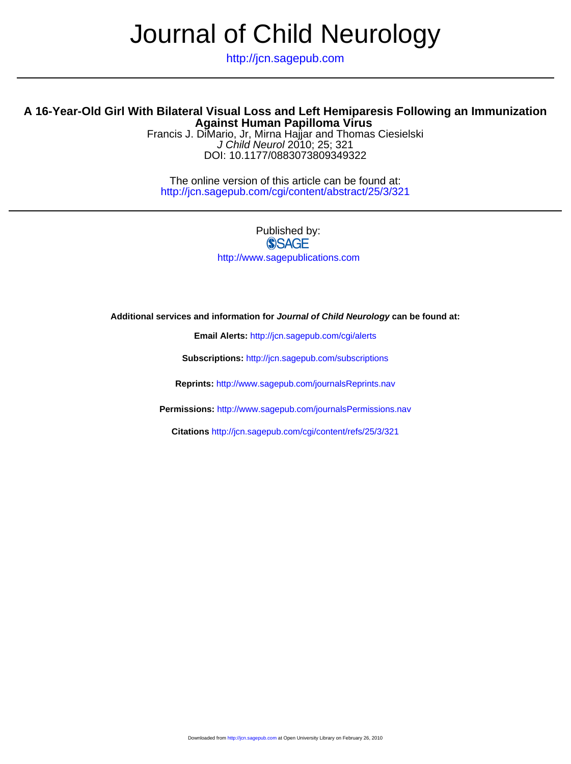# Journal of Child Neurology

http://jcn.sagepub.com

## A 16-Year-Old Girl With Bilateral Visual Loss and Left Hemiparesis Following an Immunization Against Human Papilloma Virus

Francis J. DiMario, Jr, Mirna Hajjar and Thomas Ciesielski
*J Child Neurol* 2010; 25; 321
DOI: 10.1177/0883073809349322

The online version of this article can be found at:
http://jcn.sagepub.com/cgi/content/abstract/25/3/321

Published by:
SAGE
http://www.sagepublications.com

**Additional services and information for *Journal of Child Neurology* can be found at:**

**Email Alerts:** http://jcn.sagepub.com/cgi/alerts

**Subscriptions:** http://jcn.sagepub.com/subscriptions

**Reprints:** http://www.sagepub.com/journalsReprints.nav

**Permissions:** http://www.sagepub.com/journalsPermissions.nav

**Citations** http://jcn.sagepub.com/cgi/content/refs/25/3/321

Downloaded from http://jcn.sagepub.com at Open University Library on February 26, 2010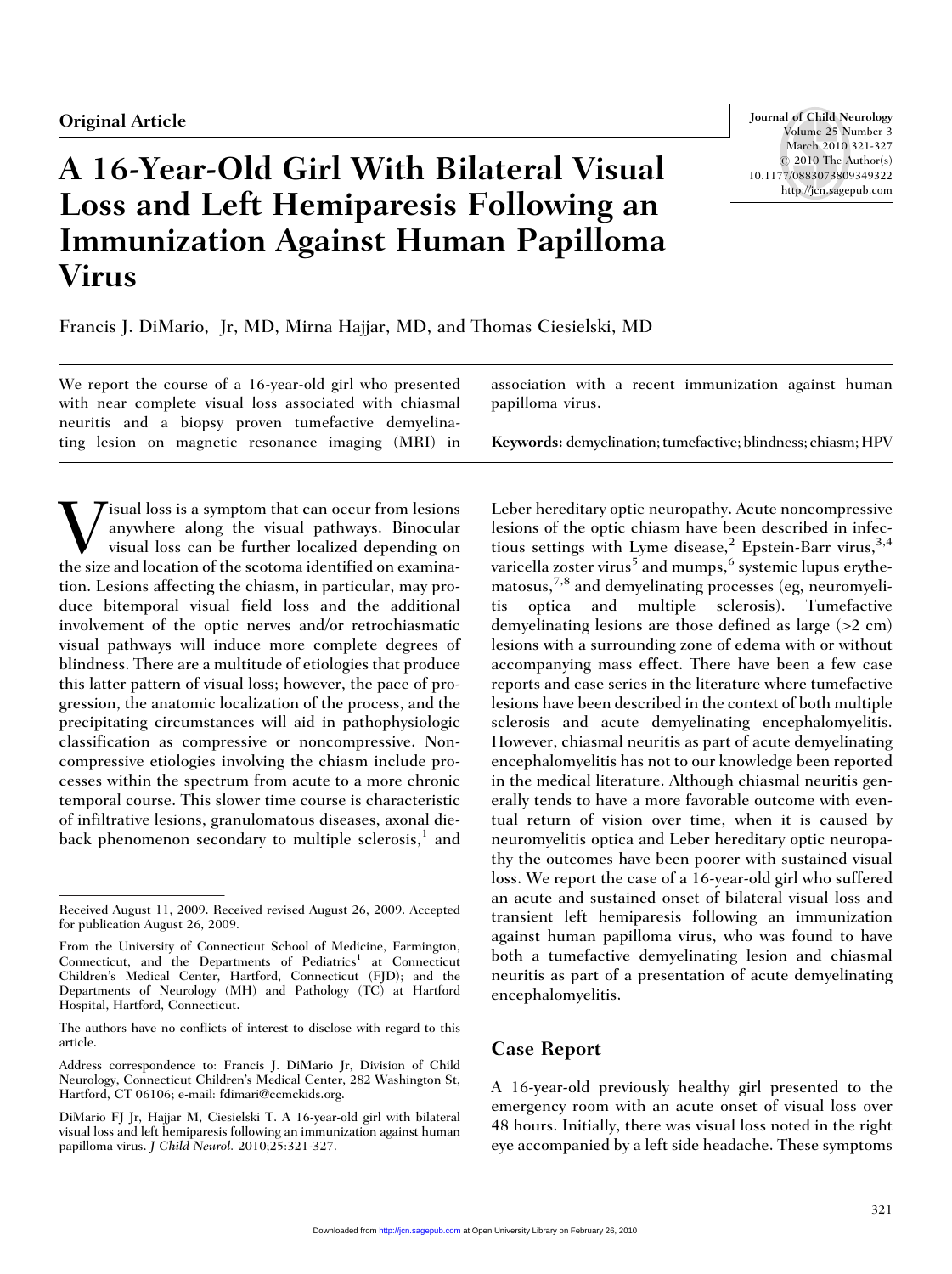## Original Article

# A 16-Year-Old Girl With Bilateral Visual Loss and Left Hemiparesis Following an Immunization Against Human Papilloma Virus

Francis J. DiMario, Jr, MD, Mirna Hajjar, MD, and Thomas Ciesielski, MD

We report the course of a 16-year-old girl who presented with near complete visual loss associated with chiasmal neuritis and a biopsy proven tumefactive demyelinating lesion on magnetic resonance imaging (MRI) in association with a recent immunization against human papilloma virus.

**Keywords:** demyelination; tumefactive; blindness; chiasm; HPV

Visual loss is a symptom that can occur from lesions anywhere along the visual pathways. Binocular visual loss can be further localized depending on the size and location of the scotoma identified on examination. Lesions affecting the chiasm, in particular, may produce bitemporal visual field loss and the additional involvement of the optic nerves and/or retrochiasmatic visual pathways will induce more complete degrees of blindness. There are a multitude of etiologies that produce this latter pattern of visual loss; however, the pace of progression, the anatomic localization of the process, and the precipitating circumstances will aid in pathophysiologic classification as compressive or noncompressive. Noncompressive etiologies involving the chiasm include processes within the spectrum from acute to a more chronic temporal course. This slower time course is characteristic of infiltrative lesions, granulomatous diseases, axonal dieback phenomenon secondary to multiple sclerosis,[1] and Leber hereditary optic neuropathy. Acute noncompressive lesions of the optic chiasm have been described in infectious settings with Lyme disease,[2] Epstein-Barr virus,[3,4] varicella zoster virus[5] and mumps,[6] systemic lupus erythematosus,[7,8] and demyelinating processes (eg, neuromyelitis optica and multiple sclerosis). Tumefactive demyelinating lesions are those defined as large (>2 cm) lesions with a surrounding zone of edema with or without accompanying mass effect. There have been a few case reports and case series in the literature where tumefactive lesions have been described in the context of both multiple sclerosis and acute demyelinating encephalomyelitis. However, chiasmal neuritis as part of acute demyelinating encephalomyelitis has not to our knowledge been reported in the medical literature. Although chiasmal neuritis generally tends to have a more favorable outcome with eventual return of vision over time, when it is caused by neuromyelitis optica and Leber hereditary optic neuropathy the outcomes have been poorer with sustained visual loss. We report the case of a 16-year-old girl who suffered an acute and sustained onset of bilateral visual loss and transient left hemiparesis following an immunization against human papilloma virus, who was found to have both a tumefactive demyelinating lesion and chiasmal neuritis as part of a presentation of acute demyelinating encephalomyelitis.

## Case Report

A 16-year-old previously healthy girl presented to the emergency room with an acute onset of visual loss over 48 hours. Initially, there was visual loss noted in the right eye accompanied by a left side headache. These symptoms

Received August 11, 2009. Received revised August 26, 2009. Accepted for publication August 26, 2009.

From the University of Connecticut School of Medicine, Farmington, Connecticut, and the Departments of Pediatrics[1] at Connecticut Children's Medical Center, Hartford, Connecticut (FJD); and the Departments of Neurology (MH) and Pathology (TC) at Hartford Hospital, Hartford, Connecticut.

The authors have no conflicts of interest to disclose with regard to this article.

Address correspondence to: Francis J. DiMario Jr, Division of Child Neurology, Connecticut Children's Medical Center, 282 Washington St, Hartford, CT 06106; e-mail: fdimari@ccmckids.org.

DiMario FJ Jr, Hajjar M, Ciesielski T. A 16-year-old girl with bilateral visual loss and left hemiparesis following an immunization against human papilloma virus. *J Child Neurol.* 2010;25:321-327.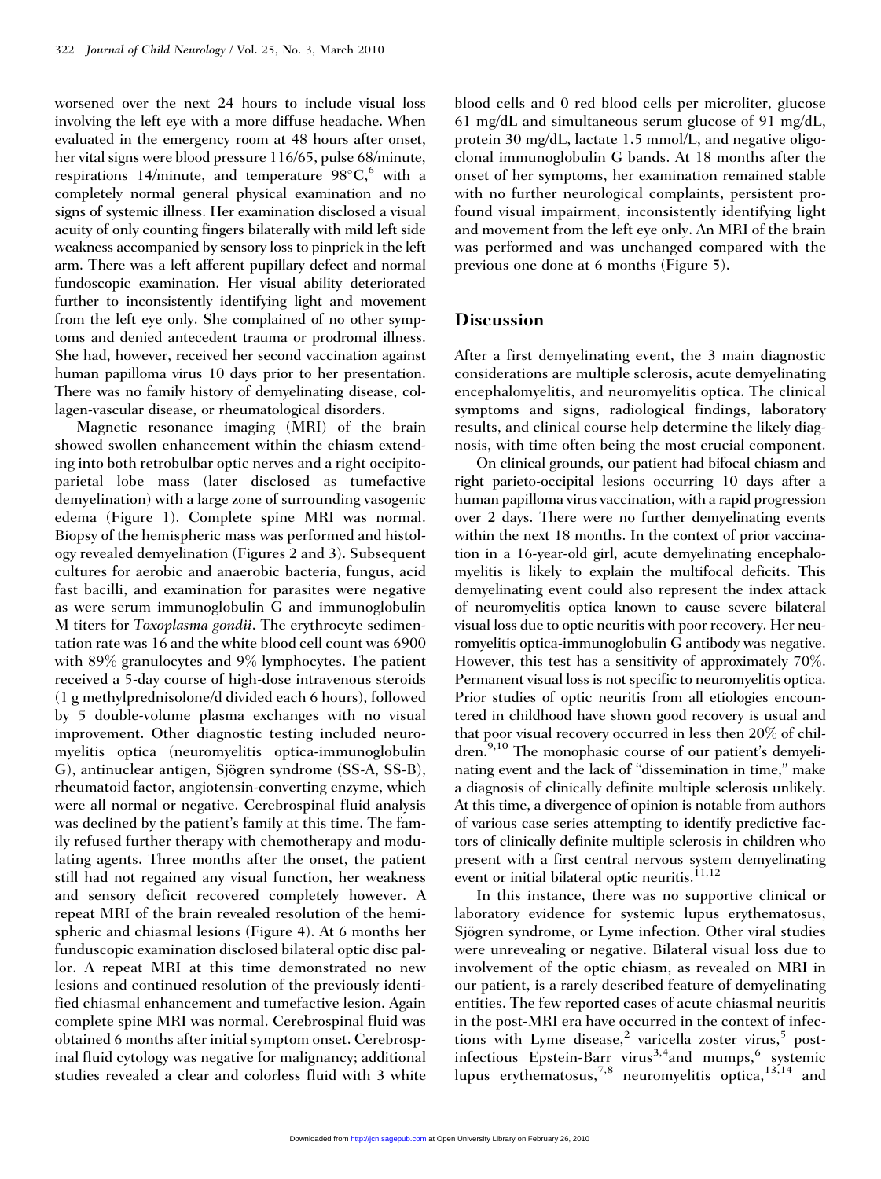worsened over the next 24 hours to include visual loss involving the left eye with a more diffuse headache. When evaluated in the emergency room at 48 hours after onset, her vital signs were blood pressure 116/65, pulse 68/minute, respirations 14/minute, and temperature 98°C,[6] with a completely normal general physical examination and no signs of systemic illness. Her examination disclosed a visual acuity of only counting fingers bilaterally with mild left side weakness accompanied by sensory loss to pinprick in the left arm. There was a left afferent pupillary defect and normal fundoscopic examination. Her visual ability deteriorated further to inconsistently identifying light and movement from the left eye only. She complained of no other symptoms and denied antecedent trauma or prodromal illness. She had, however, received her second vaccination against human papilloma virus 10 days prior to her presentation. There was no family history of demyelinating disease, collagen-vascular disease, or rheumatological disorders.

Magnetic resonance imaging (MRI) of the brain showed swollen enhancement within the chiasm extending into both retrobulbar optic nerves and a right occipitoparietal lobe mass (later disclosed as tumefactive demyelination) with a large zone of surrounding vasogenic edema (Figure 1). Complete spine MRI was normal. Biopsy of the hemispheric mass was performed and histology revealed demyelination (Figures 2 and 3). Subsequent cultures for aerobic and anaerobic bacteria, fungus, acid fast bacilli, and examination for parasites were negative as were serum immunoglobulin G and immunoglobulin M titers for *Toxoplasma gondii*. The erythrocyte sedimentation rate was 16 and the white blood cell count was 6900 with 89% granulocytes and 9% lymphocytes. The patient received a 5-day course of high-dose intravenous steroids (1 g methylprednisolone/d divided each 6 hours), followed by 5 double-volume plasma exchanges with no visual improvement. Other diagnostic testing included neuromyelitis optica (neuromyelitis optica-immunoglobulin G), antinuclear antigen, Sjögren syndrome (SS-A, SS-B), rheumatoid factor, angiotensin-converting enzyme, which were all normal or negative. Cerebrospinal fluid analysis was declined by the patient's family at this time. The family refused further therapy with chemotherapy and modulating agents. Three months after the onset, the patient still had not regained any visual function, her weakness and sensory deficit recovered completely however. A repeat MRI of the brain revealed resolution of the hemispheric and chiasmal lesions (Figure 4). At 6 months her funduscopic examination disclosed bilateral optic disc pallor. A repeat MRI at this time demonstrated no new lesions and continued resolution of the previously identified chiasmal enhancement and tumefactive lesion. Again complete spine MRI was normal. Cerebrospinal fluid was obtained 6 months after initial symptom onset. Cerebrospinal fluid cytology was negative for malignancy; additional studies revealed a clear and colorless fluid with 3 white blood cells and 0 red blood cells per microliter, glucose 61 mg/dL and simultaneous serum glucose of 91 mg/dL, protein 30 mg/dL, lactate 1.5 mmol/L, and negative oligoclonal immunoglobulin G bands. At 18 months after the onset of her symptoms, her examination remained stable with no further neurological complaints, persistent profound visual impairment, inconsistently identifying light and movement from the left eye only. An MRI of the brain was performed and was unchanged compared with the previous one done at 6 months (Figure 5).

## Discussion

After a first demyelinating event, the 3 main diagnostic considerations are multiple sclerosis, acute demyelinating encephalomyelitis, and neuromyelitis optica. The clinical symptoms and signs, radiological findings, laboratory results, and clinical course help determine the likely diagnosis, with time often being the most crucial component.

On clinical grounds, our patient had bifocal chiasm and right parieto-occipital lesions occurring 10 days after a human papilloma virus vaccination, with a rapid progression over 2 days. There were no further demyelinating events within the next 18 months. In the context of prior vaccination in a 16-year-old girl, acute demyelinating encephalomyelitis is likely to explain the multifocal deficits. This demyelinating event could also represent the index attack of neuromyelitis optica known to cause severe bilateral visual loss due to optic neuritis with poor recovery. Her neuromyelitis optica-immunoglobulin G antibody was negative. However, this test has a sensitivity of approximately 70%. Permanent visual loss is not specific to neuromyelitis optica. Prior studies of optic neuritis from all etiologies encountered in childhood have shown good recovery is usual and that poor visual recovery occurred in less then 20% of children.[9,10] The monophasic course of our patient's demyelinating event and the lack of "dissemination in time," make a diagnosis of clinically definite multiple sclerosis unlikely. At this time, a divergence of opinion is notable from authors of various case series attempting to identify predictive factors of clinically definite multiple sclerosis in children who present with a first central nervous system demyelinating event or initial bilateral optic neuritis.[11,12]

In this instance, there was no supportive clinical or laboratory evidence for systemic lupus erythematosus, Sjögren syndrome, or Lyme infection. Other viral studies were unrevealing or negative. Bilateral visual loss due to involvement of the optic chiasm, as revealed on MRI in our patient, is a rarely described feature of demyelinating entities. The few reported cases of acute chiasmal neuritis in the post-MRI era have occurred in the context of infections with Lyme disease,[2] varicella zoster virus,[5] postinfectious Epstein-Barr virus[3,4] and mumps,[6] systemic lupus erythematosus,[7,8] neuromyelitis optica,[13,14] and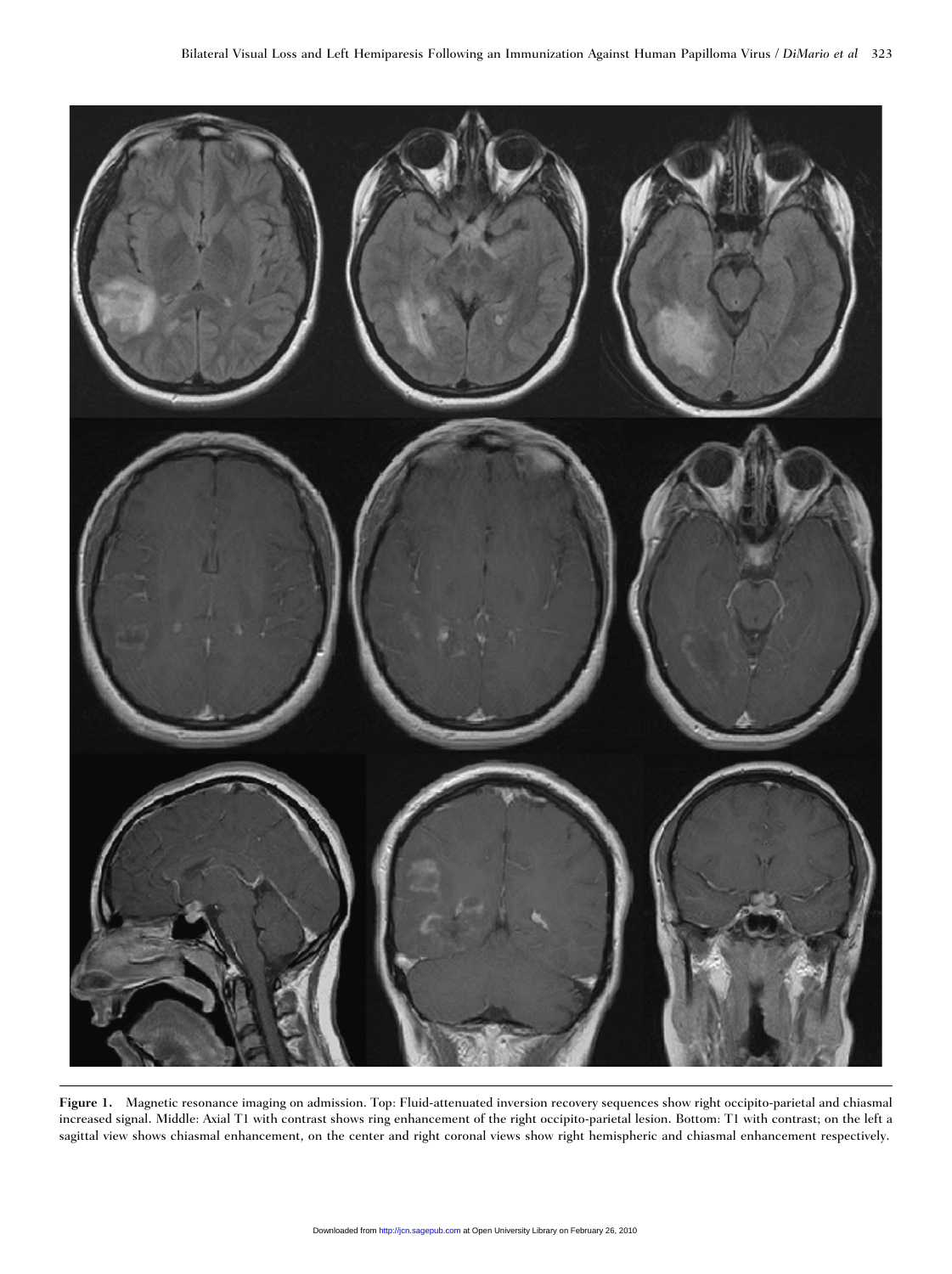**Figure 1.** Magnetic resonance imaging on admission. Top: Fluid-attenuated inversion recovery sequences show right occipito-parietal and chiasmal increased signal. Middle: Axial T1 with contrast shows ring enhancement of the right occipito-parietal lesion. Bottom: T1 with contrast; on the left a sagittal view shows chiasmal enhancement, on the center and right coronal views show right hemispheric and chiasmal enhancement respectively.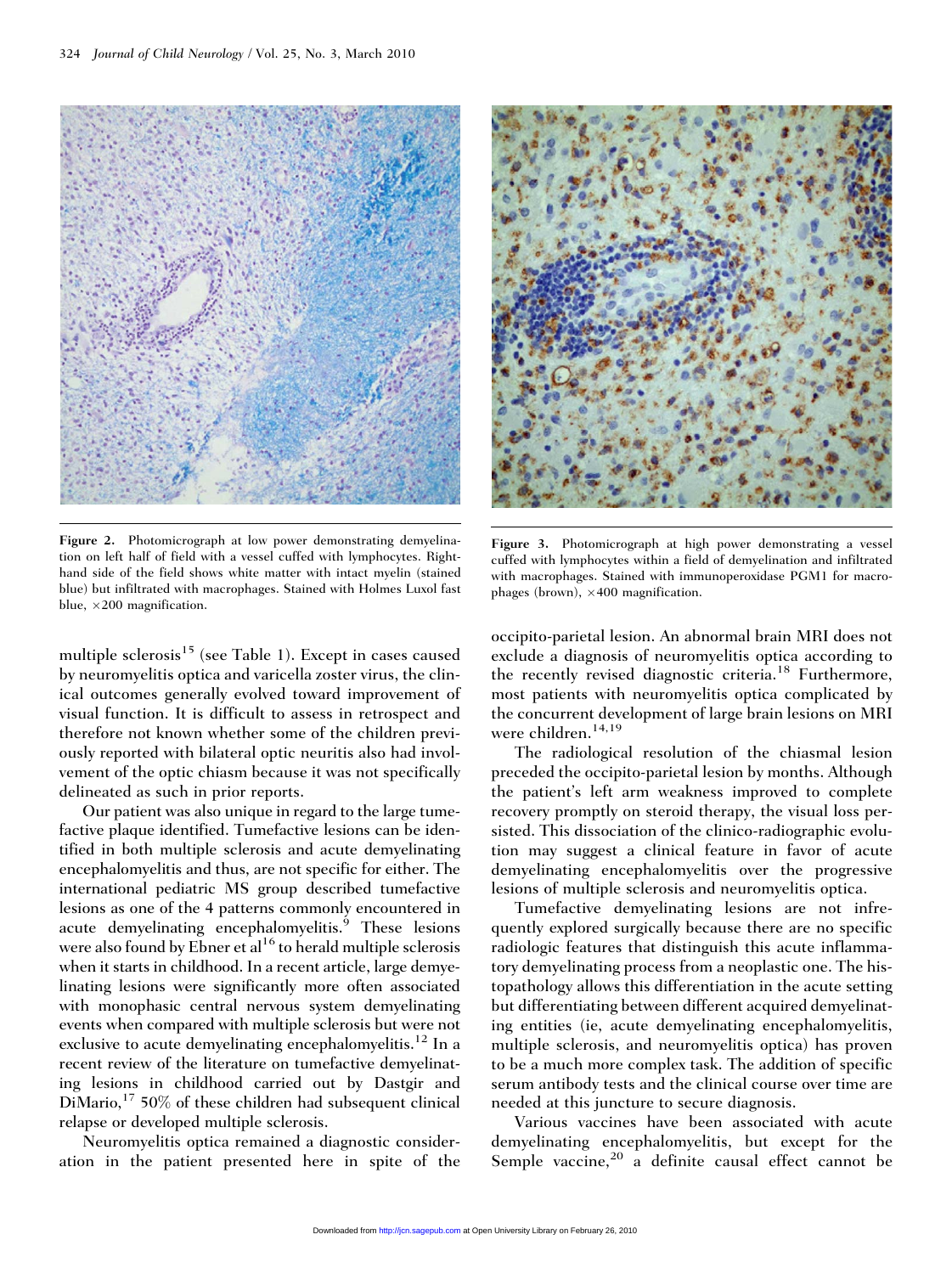Figure 2. Photomicrograph at low power demonstrating demyelination on left half of field with a vessel cuffed with lymphocytes. Right-hand side of the field shows white matter with intact myelin (stained blue) but infiltrated with macrophages. Stained with Holmes Luxol fast blue, ×200 magnification.

Figure 3. Photomicrograph at high power demonstrating a vessel cuffed with lymphocytes within a field of demyelination and infiltrated with macrophages. Stained with immunoperoxidase PGM1 for macrophages (brown), ×400 magnification.

multiple sclerosis[15] (see Table 1). Except in cases caused by neuromyelitis optica and varicella zoster virus, the clinical outcomes generally evolved toward improvement of visual function. It is difficult to assess in retrospect and therefore not known whether some of the children previously reported with bilateral optic neuritis also had involvement of the optic chiasm because it was not specifically delineated as such in prior reports.

Our patient was also unique in regard to the large tumefactive plaque identified. Tumefactive lesions can be identified in both multiple sclerosis and acute demyelinating encephalomyelitis and thus, are not specific for either. The international pediatric MS group described tumefactive lesions as one of the 4 patterns commonly encountered in acute demyelinating encephalomyelitis.[9] These lesions were also found by Ebner et al[16] to herald multiple sclerosis when it starts in childhood. In a recent article, large demyelinating lesions were significantly more often associated with monophasic central nervous system demyelinating events when compared with multiple sclerosis but were not exclusive to acute demyelinating encephalomyelitis.[12] In a recent review of the literature on tumefactive demyelinating lesions in childhood carried out by Dastgir and DiMario,[17] 50% of these children had subsequent clinical relapse or developed multiple sclerosis.

Neuromyelitis optica remained a diagnostic consideration in the patient presented here in spite of the occipito-parietal lesion. An abnormal brain MRI does not exclude a diagnosis of neuromyelitis optica according to the recently revised diagnostic criteria.[18] Furthermore, most patients with neuromyelitis optica complicated by the concurrent development of large brain lesions on MRI were children.[14,19]

The radiological resolution of the chiasmal lesion preceded the occipito-parietal lesion by months. Although the patient's left arm weakness improved to complete recovery promptly on steroid therapy, the visual loss persisted. This dissociation of the clinico-radiographic evolution may suggest a clinical feature in favor of acute demyelinating encephalomyelitis over the progressive lesions of multiple sclerosis and neuromyelitis optica.

Tumefactive demyelinating lesions are not infrequently explored surgically because there are no specific radiologic features that distinguish this acute inflammatory demyelinating process from a neoplastic one. The histopathology allows this differentiation in the acute setting but differentiating between different acquired demyelinating entities (ie, acute demyelinating encephalomyelitis, multiple sclerosis, and neuromyelitis optica) has proven to be a much more complex task. The addition of specific serum antibody tests and the clinical course over time are needed at this juncture to secure diagnosis.

Various vaccines have been associated with acute demyelinating encephalomyelitis, but except for the Semple vaccine,[20] a definite causal effect cannot be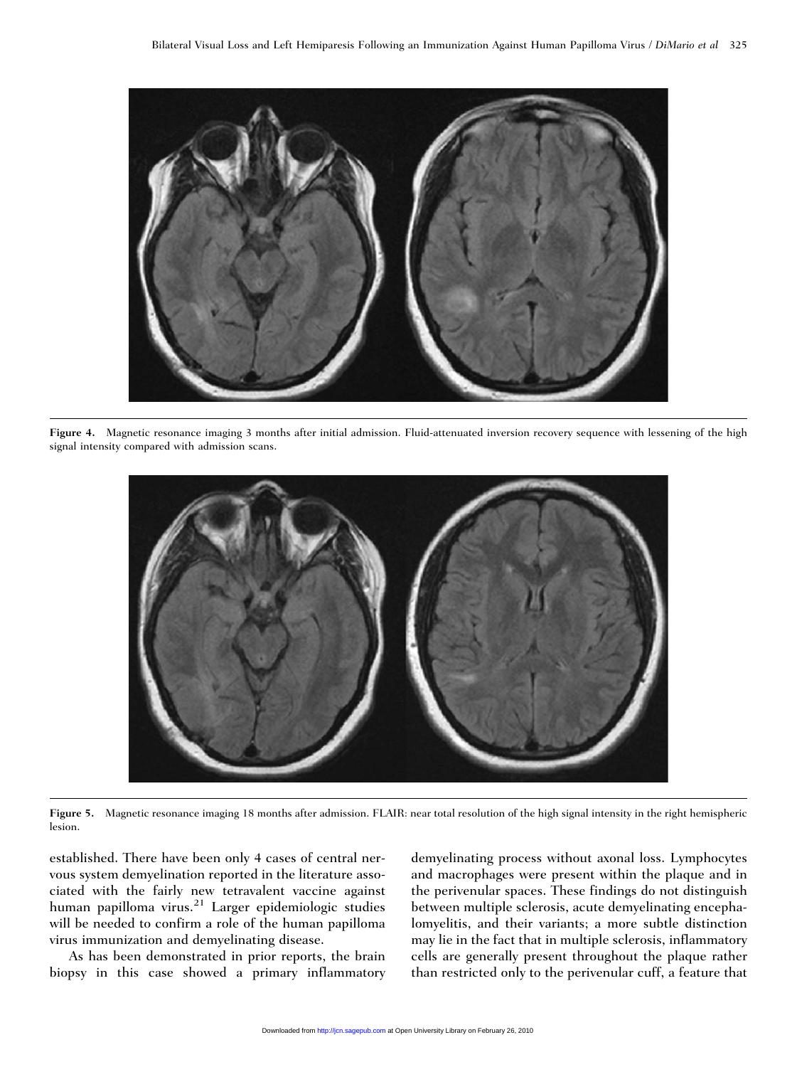**Figure 4.** Magnetic resonance imaging 3 months after initial admission. Fluid-attenuated inversion recovery sequence with lessening of the high signal intensity compared with admission scans.

**Figure 5.** Magnetic resonance imaging 18 months after admission. FLAIR: near total resolution of the high signal intensity in the right hemispheric lesion.

established. There have been only 4 cases of central nervous system demyelination reported in the literature associated with the fairly new tetravalent vaccine against human papilloma virus.[21] Larger epidemiologic studies will be needed to confirm a role of the human papilloma virus immunization and demyelinating disease.

As has been demonstrated in prior reports, the brain biopsy in this case showed a primary inflammatory demyelinating process without axonal loss. Lymphocytes and macrophages were present within the plaque and in the perivenular spaces. These findings do not distinguish between multiple sclerosis, acute demyelinating encephalomyelitis, and their variants; a more subtle distinction may lie in the fact that in multiple sclerosis, inflammatory cells are generally present throughout the plaque rather than restricted only to the perivenular cuff, a feature that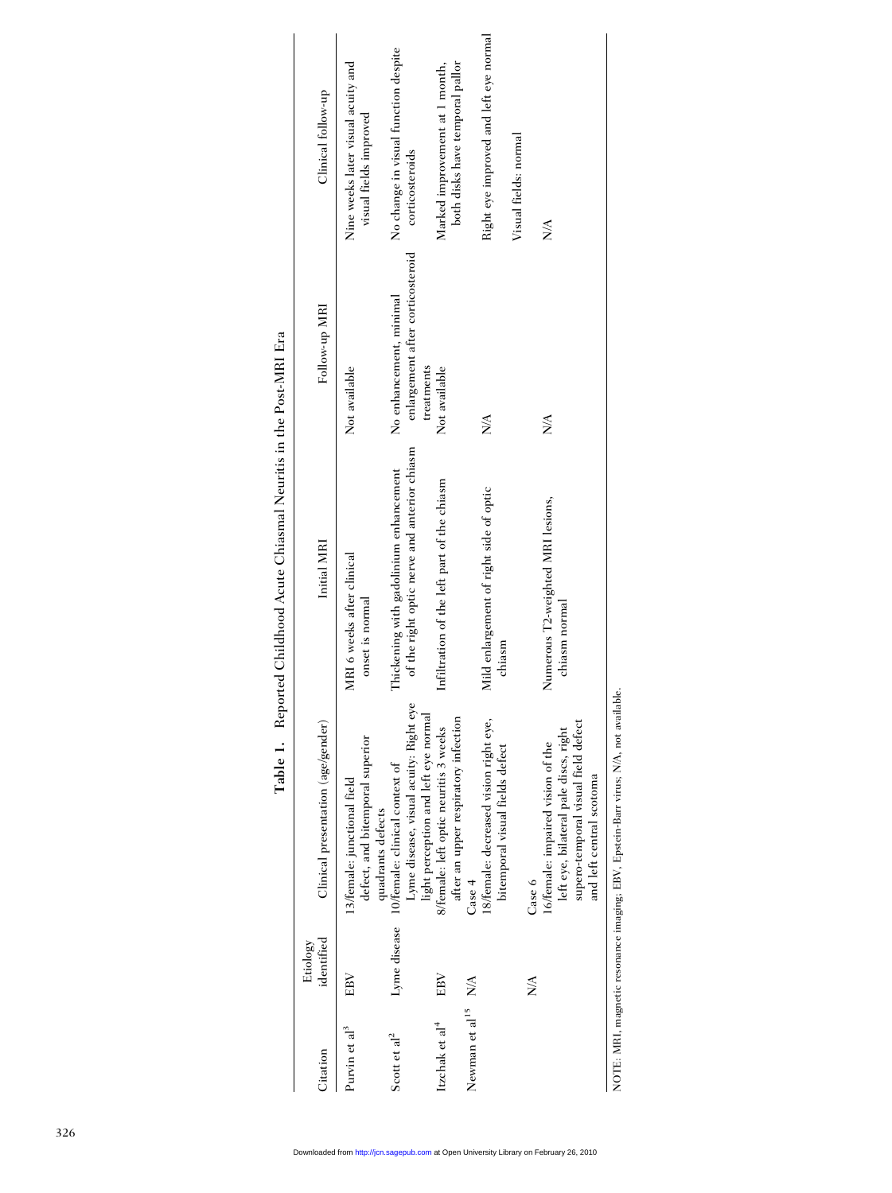**Table 1.** Reported Childhood Acute Chiasmal Neuritis in the Post-MRI Era

| Citation | Etiology identified | Clinical presentation (age/gender) | Initial MRI | Follow-up MRI | Clinical follow-up |
|---|---|---|---|---|---|
| Purvin et al[3] | EBV | 13/female: junctional field defect, and bitemporal superior quadrants defects | MRI 6 weeks after clinical onset is normal | Not available | Nine weeks later visual acuity and visual fields improved |
| Scott et al[2] | Lyme disease | 10/female: clinical context of Lyme disease, visual acuity: Right eye light perception and left eye normal | Thickening with gadolinium enhancement of the right optic nerve and anterior chiasm | No enhancement, minimal enlargement after corticosteroid treatments | No change in visual function despite corticosteroids |
| Itzchak et al[4] | EBV | 8/female: left optic neuritis 3 weeks after an upper respiratory infection | Infiltration of the left part of the chiasm | Not available | Marked improvement at 1 month, both disks have temporal pallor |
| Newman et al[15] | N/A | Case 4<br>18/female: decreased vision right eye, bitemporal visual fields defect | Mild enlargement of right side of optic chiasm | N/A | Right eye improved and left eye normal<br>Visual fields: normal |
| | N/A | Case 6<br>16/female: impaired vision of the left eye, bilateral pale discs, right supero-temporal visual field defect and left central scotoma | Numerous T2-weighted MRI lesions, chiasm normal | N/A | N/A |

NOTE: MRI, magnetic resonance imaging; EBV, Epstein-Barr virus; N/A, not available.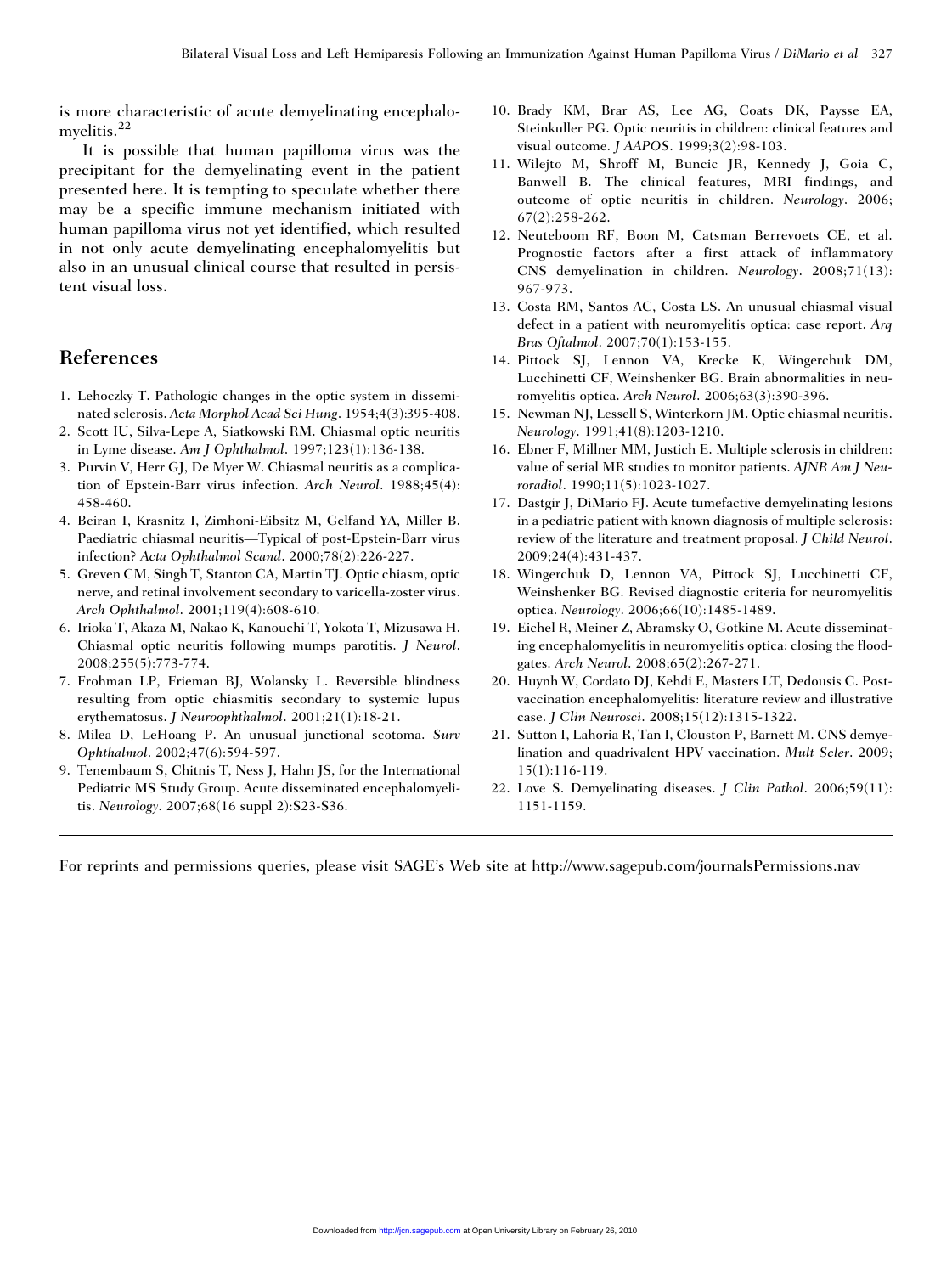is more characteristic of acute demyelinating encephalomyelitis.[22]

It is possible that human papilloma virus was the precipitant for the demyelinating event in the patient presented here. It is tempting to speculate whether there may be a specific immune mechanism initiated with human papilloma virus not yet identified, which resulted in not only acute demyelinating encephalomyelitis but also in an unusual clinical course that resulted in persistent visual loss.

## References

1. Lehoczky T. Pathologic changes in the optic system in disseminated sclerosis. *Acta Morphol Acad Sci Hung*. 1954;4(3):395-408.
2. Scott IU, Silva-Lepe A, Siatkowski RM. Chiasmal optic neuritis in Lyme disease. *Am J Ophthalmol*. 1997;123(1):136-138.
3. Purvin V, Herr GJ, De Myer W. Chiasmal neuritis as a complication of Epstein-Barr virus infection. *Arch Neurol*. 1988;45(4): 458-460.
4. Beiran I, Krasnitz I, Zimhoni-Eibsitz M, Gelfand YA, Miller B. Paediatric chiasmal neuritis—Typical of post-Epstein-Barr virus infection? *Acta Ophthalmol Scand*. 2000;78(2):226-227.
5. Greven CM, Singh T, Stanton CA, Martin TJ. Optic chiasm, optic nerve, and retinal involvement secondary to varicella-zoster virus. *Arch Ophthalmol*. 2001;119(4):608-610.
6. Irioka T, Akaza M, Nakao K, Kanouchi T, Yokota T, Mizusawa H. Chiasmal optic neuritis following mumps parotitis. *J Neurol*. 2008;255(5):773-774.
7. Frohman LP, Frieman BJ, Wolansky L. Reversible blindness resulting from optic chiasmitis secondary to systemic lupus erythematosus. *J Neuroophthalmol*. 2001;21(1):18-21.
8. Milea D, LeHoang P. An unusual junctional scotoma. *Surv Ophthalmol*. 2002;47(6):594-597.
9. Tenembaum S, Chitnis T, Ness J, Hahn JS, for the International Pediatric MS Study Group. Acute disseminated encephalomyelitis. *Neurology*. 2007;68(16 suppl 2):S23-S36.
10. Brady KM, Brar AS, Lee AG, Coats DK, Paysse EA, Steinkuller PG. Optic neuritis in children: clinical features and visual outcome. *J AAPOS*. 1999;3(2):98-103.
11. Wilejto M, Shroff M, Buncic JR, Kennedy J, Goia C, Banwell B. The clinical features, MRI findings, and outcome of optic neuritis in children. *Neurology*. 2006; 67(2):258-262.
12. Neuteboom RF, Boon M, Catsman Berrevoets CE, et al. Prognostic factors after a first attack of inflammatory CNS demyelination in children. *Neurology*. 2008;71(13): 967-973.
13. Costa RM, Santos AC, Costa LS. An unusual chiasmal visual defect in a patient with neuromyelitis optica: case report. *Arq Bras Oftalmol*. 2007;70(1):153-155.
14. Pittock SJ, Lennon VA, Krecke K, Wingerchuk DM, Lucchinetti CF, Weinshenker BG. Brain abnormalities in neuromyelitis optica. *Arch Neurol*. 2006;63(3):390-396.
15. Newman NJ, Lessell S, Winterkorn JM. Optic chiasmal neuritis. *Neurology*. 1991;41(8):1203-1210.
16. Ebner F, Millner MM, Justich E. Multiple sclerosis in children: value of serial MR studies to monitor patients. *AJNR Am J Neuroradiol*. 1990;11(5):1023-1027.
17. Dastgir J, DiMario FJ. Acute tumefactive demyelinating lesions in a pediatric patient with known diagnosis of multiple sclerosis: review of the literature and treatment proposal. *J Child Neurol*. 2009;24(4):431-437.
18. Wingerchuk D, Lennon VA, Pittock SJ, Lucchinetti CF, Weinshenker BG. Revised diagnostic criteria for neuromyelitis optica. *Neurology*. 2006;66(10):1485-1489.
19. Eichel R, Meiner Z, Abramsky O, Gotkine M. Acute disseminating encephalomyelitis in neuromyelitis optica: closing the floodgates. *Arch Neurol*. 2008;65(2):267-271.
20. Huynh W, Cordato DJ, Kehdi E, Masters LT, Dedousis C. Post-vaccination encephalomyelitis: literature review and illustrative case. *J Clin Neurosci*. 2008;15(12):1315-1322.
21. Sutton I, Lahoria R, Tan I, Clouston P, Barnett M. CNS demyelination and quadrivalent HPV vaccination. *Mult Scler*. 2009; 15(1):116-119.
22. Love S. Demyelinating diseases. *J Clin Pathol*. 2006;59(11): 1151-1159.

For reprints and permissions queries, please visit SAGE's Web site at http://www.sagepub.com/journalsPermissions.nav